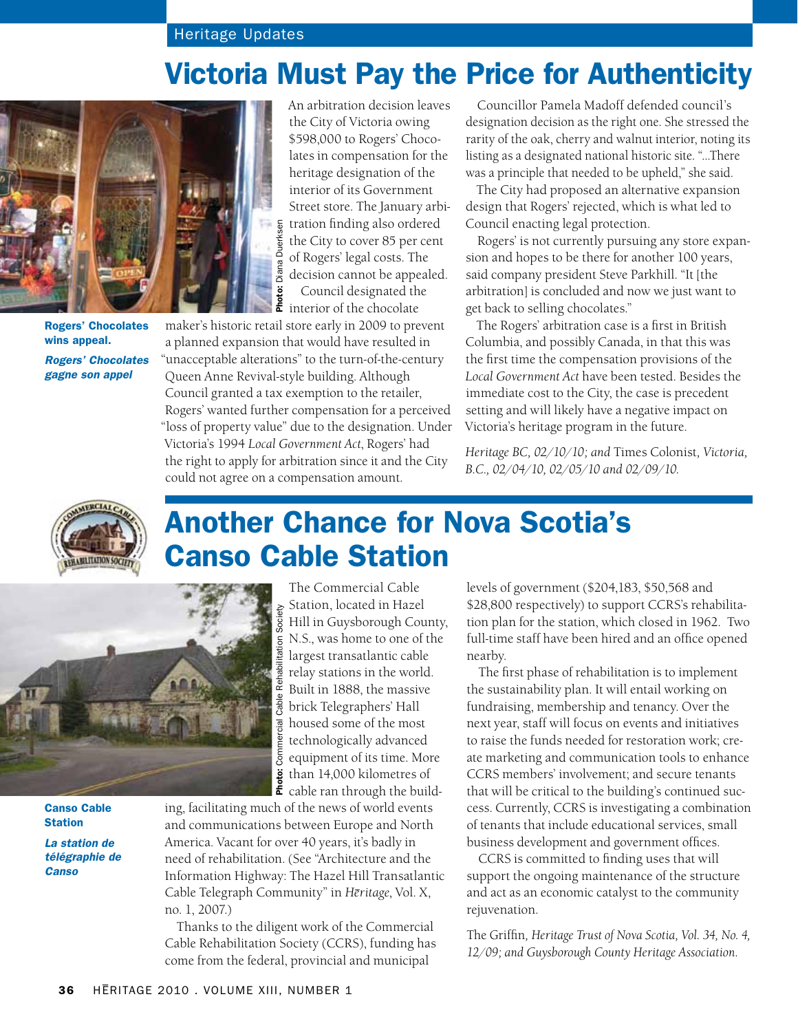Heritage Updates

# Victoria Must Pay the Price for Authenticity

Photo: Diana Duerksen

**Rogers' Chocolates wins appeal.**

***Rogers' Chocolates gagne son appel***

An arbitration decision leaves the City of Victoria owing $598,000 to Rogers' Chocolates in compensation for the heritage designation of the interior of its Government Street store. The January arbitration finding also ordered the City to cover 85 per cent of Rogers' legal costs. The decision cannot be appealed.

Council designated the interior of the chocolate maker's historic retail store early in 2009 to prevent a planned expansion that would have resulted in "unacceptable alterations" to the turn-of-the-century Queen Anne Revival-style building. Although Council granted a tax exemption to the retailer, Rogers' wanted further compensation for a perceived "loss of property value" due to the designation. Under Victoria's 1994 *Local Government Act*, Rogers' had the right to apply for arbitration since it and the City could not agree on a compensation amount.

Councillor Pamela Madoff defended council's designation decision as the right one. She stressed the rarity of the oak, cherry and walnut interior, noting its listing as a designated national historic site. "...There was a principle that needed to be upheld," she said.

The City had proposed an alternative expansion design that Rogers' rejected, which is what led to Council enacting legal protection.

Rogers' is not currently pursuing any store expansion and hopes to be there for another 100 years, said company president Steve Parkhill. "It [the arbitration] is concluded and now we just want to get back to selling chocolates."

The Rogers' arbitration case is a first in British Columbia, and possibly Canada, in that this was the first time the compensation provisions of the *Local Government Act* have been tested. Besides the immediate cost to the City, the case is precedent setting and will likely have a negative impact on Victoria's heritage program in the future.

*Heritage BC, 02/10/10; and* Times Colonist*, Victoria, B.C., 02/04/10, 02/05/10 and 02/09/10.*

# Another Chance for Nova Scotia's Canso Cable Station

Photo: Commercial Cable Rehabilitation Society

**Canso Cable Station**

***La station de télégraphie de Canso***

The Commercial Cable Station, located in Hazel Hill in Guysborough County, N.S., was home to one of the largest transatlantic cable relay stations in the world. Built in 1888, the massive brick Telegraphers' Hall housed some of the most technologically advanced equipment of its time. More than 14,000 kilometres of cable ran through the building, facilitating much of the news of world events and communications between Europe and North America. Vacant for over 40 years, it's badly in need of rehabilitation. (See "Architecture and the Information Highway: The Hazel Hill Transatlantic Cable Telegraph Community" in *Hēritage*, Vol. X, no. 1, 2007.)

Thanks to the diligent work of the Commercial Cable Rehabilitation Society (CCRS), funding has come from the federal, provincial and municipal levels of government ($204,183, $50,568 and $28,800 respectively) to support CCRS's rehabilitation plan for the station, which closed in 1962. Two full-time staff have been hired and an office opened nearby.

The first phase of rehabilitation is to implement the sustainability plan. It will entail working on fundraising, membership and tenancy. Over the next year, staff will focus on events and initiatives to raise the funds needed for restoration work; create marketing and communication tools to enhance CCRS members' involvement; and secure tenants that will be critical to the building's continued success. Currently, CCRS is investigating a combination of tenants that include educational services, small business development and government offices.

CCRS is committed to finding uses that will support the ongoing maintenance of the structure and act as an economic catalyst to the community rejuvenation.

The Griffin*, Heritage Trust of Nova Scotia, Vol. 34, No. 4, 12/09; and Guysborough County Heritage Association.*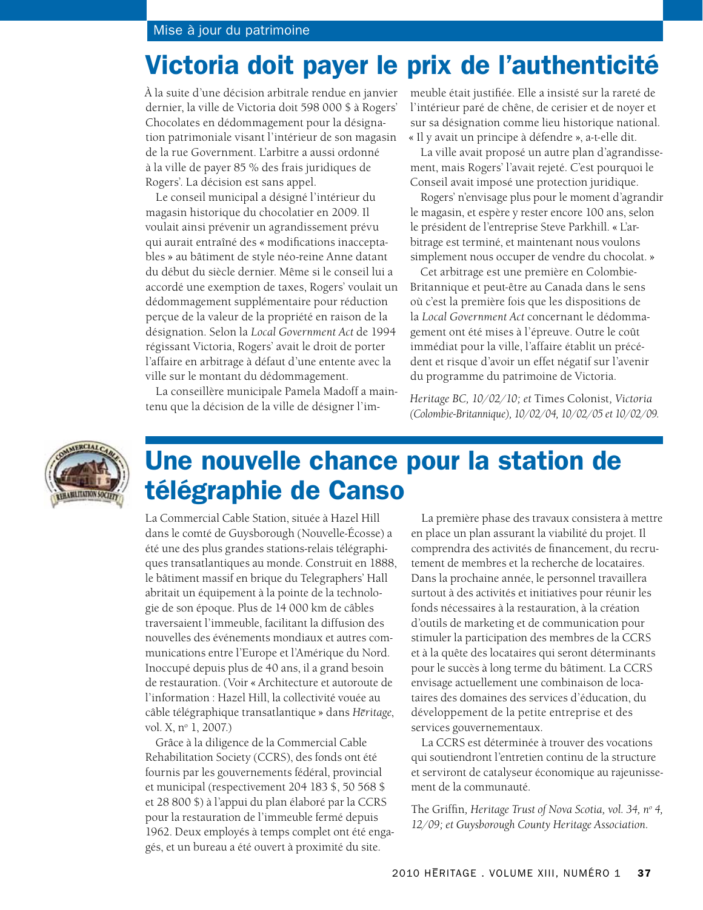Mise à jour du patrimoine

# Victoria doit payer le prix de l'authenticité

À la suite d'une décision arbitrale rendue en janvier dernier, la ville de Victoria doit 598 000 $ à Rogers' Chocolates en dédommagement pour la désignation patrimoniale visant l'intérieur de son magasin de la rue Government. L'arbitre a aussi ordonné à la ville de payer 85 % des frais juridiques de Rogers'. La décision est sans appel.

Le conseil municipal a désigné l'intérieur du magasin historique du chocolatier en 2009. Il voulait ainsi prévenir un agrandissement prévu qui aurait entraîné des « modifications inacceptables » au bâtiment de style néo-reine Anne datant du début du siècle dernier. Même si le conseil lui a accordé une exemption de taxes, Rogers' voulait un dédommagement supplémentaire pour réduction perçue de la valeur de la propriété en raison de la désignation. Selon la *Local Government Act* de 1994 régissant Victoria, Rogers' avait le droit de porter l'affaire en arbitrage à défaut d'une entente avec la ville sur le montant du dédommagement.

La conseillère municipale Pamela Madoff a maintenu que la décision de la ville de désigner l'immeuble était justifiée. Elle a insisté sur la rareté de l'intérieur paré de chêne, de cerisier et de noyer et sur sa désignation comme lieu historique national. « Il y avait un principe à défendre », a-t-elle dit.

La ville avait proposé un autre plan d'agrandissement, mais Rogers' l'avait rejeté. C'est pourquoi le Conseil avait imposé une protection juridique.

Rogers' n'envisage plus pour le moment d'agrandir le magasin, et espère y rester encore 100 ans, selon le président de l'entreprise Steve Parkhill. « L'arbitrage est terminé, et maintenant nous voulons simplement nous occuper de vendre du chocolat. »

Cet arbitrage est une première en Colombie-Britannique et peut-être au Canada dans le sens où c'est la première fois que les dispositions de la *Local Government Act* concernant le dédommagement ont été mises à l'épreuve. Outre le coût immédiat pour la ville, l'affaire établit un précédent et risque d'avoir un effet négatif sur l'avenir du programme du patrimoine de Victoria.

*Heritage BC, 10/02/10; et* Times Colonist*, Victoria (Colombie-Britannique), 10/02/04, 10/02/05 et 10/02/09.*

# Une nouvelle chance pour la station de télégraphie de Canso

La Commercial Cable Station, située à Hazel Hill dans le comté de Guysborough (Nouvelle-Écosse) a été une des plus grandes stations-relais télégraphiques transatlantiques au monde. Construit en 1888, le bâtiment massif en brique du Telegraphers' Hall abritait un équipement à la pointe de la technologie de son époque. Plus de 14 000 km de câbles traversaient l'immeuble, facilitant la diffusion des nouvelles des événements mondiaux et autres communications entre l'Europe et l'Amérique du Nord. Inoccupé depuis plus de 40 ans, il a grand besoin de restauration. (Voir « Architecture et autoroute de l'information : Hazel Hill, la collectivité vouée au câble télégraphique transatlantique » dans *Hēritage*, vol. X, nº 1, 2007.)

Grâce à la diligence de la Commercial Cable Rehabilitation Society (CCRS), des fonds ont été fournis par les gouvernements fédéral, provincial et municipal (respectivement 204 183 $, 50 568 $ et 28 800 $) à l'appui du plan élaboré par la CCRS pour la restauration de l'immeuble fermé depuis 1962. Deux employés à temps complet ont été engagés, et un bureau a été ouvert à proximité du site.

La première phase des travaux consistera à mettre en place un plan assurant la viabilité du projet. Il comprendra des activités de financement, du recrutement de membres et la recherche de locataires. Dans la prochaine année, le personnel travaillera surtout à des activités et initiatives pour réunir les fonds nécessaires à la restauration, à la création d'outils de marketing et de communication pour stimuler la participation des membres de la CCRS et à la quête des locataires qui seront déterminants pour le succès à long terme du bâtiment. La CCRS envisage actuellement une combinaison de locataires des domaines des services d'éducation, du développement de la petite entreprise et des services gouvernementaux.

La CCRS est déterminée à trouver des vocations qui soutiendront l'entretien continu de la structure et serviront de catalyseur économique au rajeunissement de la communauté.

The Griffin*, Heritage Trust of Nova Scotia, vol. 34, nº 4, 12/09; et Guysborough County Heritage Association.*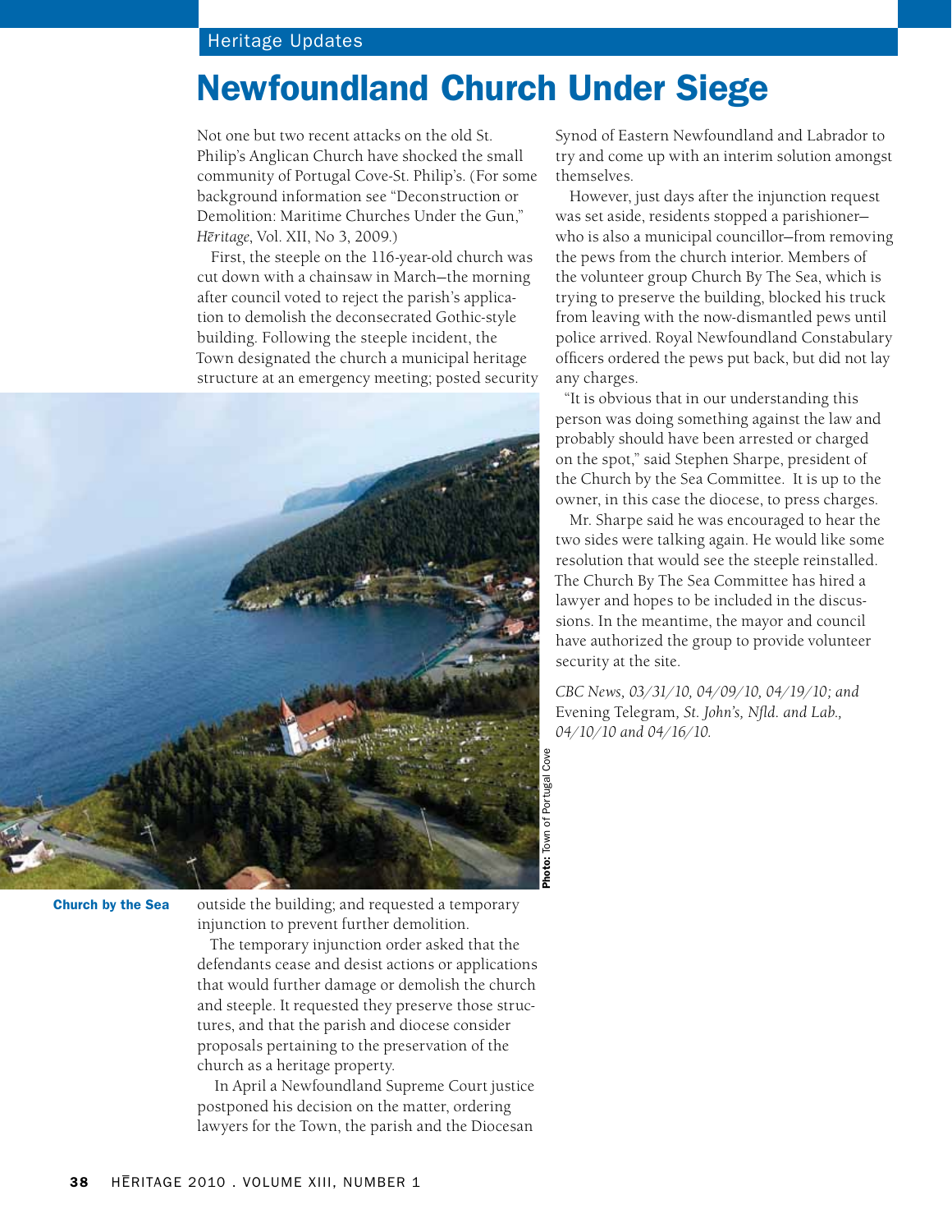# Newfoundland Church Under Siege

Not one but two recent attacks on the old St. Philip's Anglican Church have shocked the small community of Portugal Cove-St. Philip's. (For some background information see "Deconstruction or Demolition: Maritime Churches Under the Gun," *Hēritage*, Vol. XII, No 3, 2009.)

First, the steeple on the 116-year-old church was cut down with a chainsaw in March—the morning after council voted to reject the parish's application to demolish the deconsecrated Gothic-style building. Following the steeple incident, the Town designated the church a municipal heritage structure at an emergency meeting; posted security outside the building; and requested a temporary injunction to prevent further demolition.

**Church by the Sea**

Photo: Town of Portugal Cove

The temporary injunction order asked that the defendants cease and desist actions or applications that would further damage or demolish the church and steeple. It requested they preserve those structures, and that the parish and diocese consider proposals pertaining to the preservation of the church as a heritage property.

In April a Newfoundland Supreme Court justice postponed his decision on the matter, ordering lawyers for the Town, the parish and the Diocesan Synod of Eastern Newfoundland and Labrador to try and come up with an interim solution amongst themselves.

However, just days after the injunction request was set aside, residents stopped a parishioner—who is also a municipal councillor—from removing the pews from the church interior. Members of the volunteer group Church By The Sea, which is trying to preserve the building, blocked his truck from leaving with the now-dismantled pews until police arrived. Royal Newfoundland Constabulary officers ordered the pews put back, but did not lay any charges.

"It is obvious that in our understanding this person was doing something against the law and probably should have been arrested or charged on the spot," said Stephen Sharpe, president of the Church by the Sea Committee. It is up to the owner, in this case the diocese, to press charges.

Mr. Sharpe said he was encouraged to hear the two sides were talking again. He would like some resolution that would see the steeple reinstalled. The Church By The Sea Committee has hired a lawyer and hopes to be included in the discussions. In the meantime, the mayor and council have authorized the group to provide volunteer security at the site.

*CBC News, 03/31/10, 04/09/10, 04/19/10; and* Evening Telegram*, St. John's, Nfld. and Lab., 04/10/10 and 04/16/10.*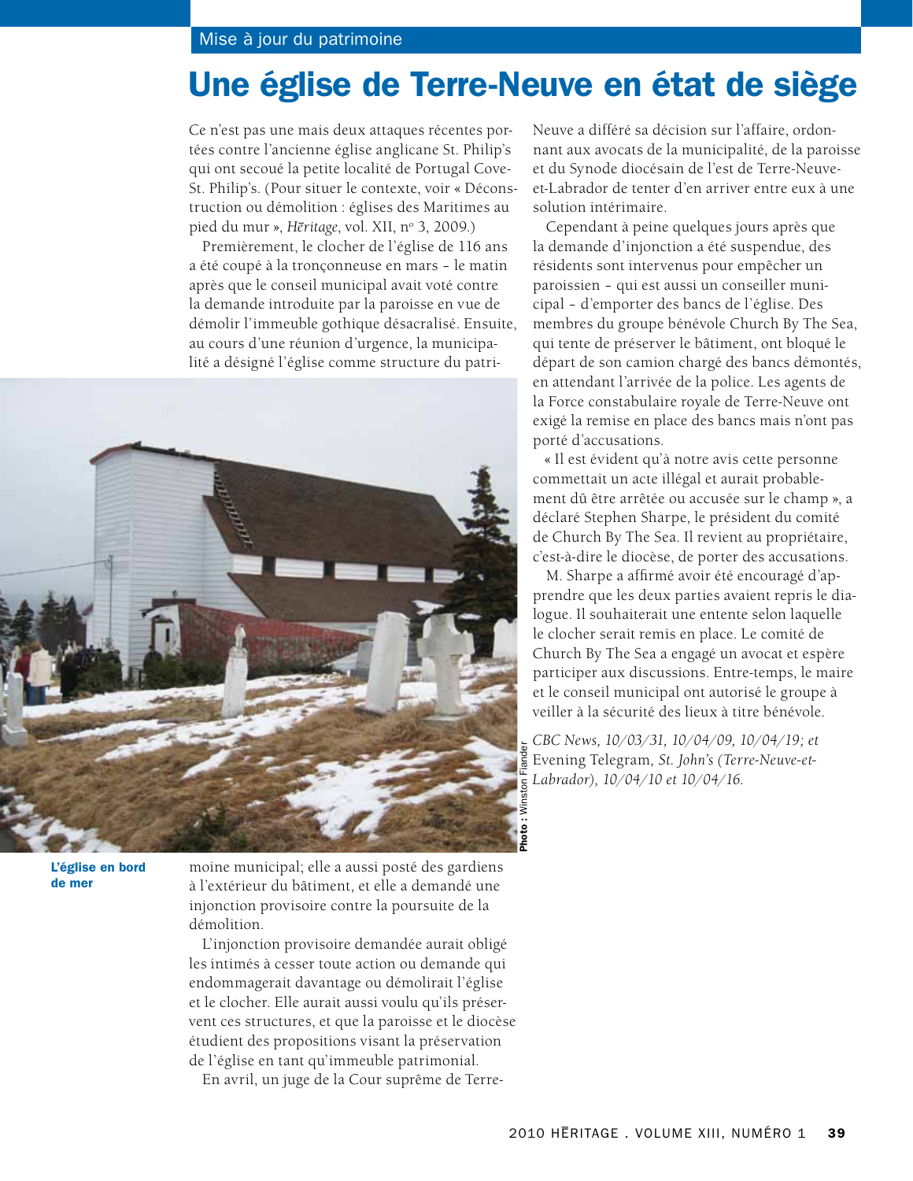Mise à jour du patrimoine

# Une église de Terre-Neuve en état de siège

Ce n'est pas une mais deux attaques récentes portées contre l'ancienne église anglicane St. Philip's qui ont secoué la petite localité de Portugal Cove-St. Philip's. (Pour situer le contexte, voir « Déconstruction ou démolition : églises des Maritimes au pied du mur », *Hēritage*, vol. XII, nº 3, 2009.)

Premièrement, le clocher de l'église de 116 ans a été coupé à la tronçonneuse en mars – le matin après que le conseil municipal avait voté contre la demande introduite par la paroisse en vue de démolir l'immeuble gothique désacralisé. Ensuite, au cours d'une réunion d'urgence, la municipalité a désigné l'église comme structure du patrimoine municipal; elle a aussi posté des gardiens à l'extérieur du bâtiment, et elle a demandé une injonction provisoire contre la poursuite de la démolition.

**L'église en bord de mer**

Photo : Winston Fiander

L'injonction provisoire demandée aurait obligé les intimés à cesser toute action ou demande qui endommagerait davantage ou démolirait l'église et le clocher. Elle aurait aussi voulu qu'ils préservent ces structures, et que la paroisse et le diocèse étudient des propositions visant la préservation de l'église en tant qu'immeuble patrimonial.

En avril, un juge de la Cour suprême de Terre-Neuve a différé sa décision sur l'affaire, ordonnant aux avocats de la municipalité, de la paroisse et du Synode diocésain de l'est de Terre-Neuve-et-Labrador de tenter d'en arriver entre eux à une solution intérimaire.

Cependant à peine quelques jours après que la demande d'injonction a été suspendue, des résidents sont intervenus pour empêcher un paroissien – qui est aussi un conseiller municipal – d'emporter des bancs de l'église. Des membres du groupe bénévole Church By The Sea, qui tente de préserver le bâtiment, ont bloqué le départ de son camion chargé des bancs démontés, en attendant l'arrivée de la police. Les agents de la Force constabulaire royale de Terre-Neuve ont exigé la remise en place des bancs mais n'ont pas porté d'accusations.

« Il est évident qu'à notre avis cette personne commettait un acte illégal et aurait probablement dû être arrêtée ou accusée sur le champ », a déclaré Stephen Sharpe, le président du comité de Church By The Sea. Il revient au propriétaire, c'est-à-dire le diocèse, de porter des accusations.

M. Sharpe a affirmé avoir été encouragé d'apprendre que les deux parties avaient repris le dialogue. Il souhaiterait une entente selon laquelle le clocher serait remis en place. Le comité de Church By The Sea a engagé un avocat et espère participer aux discussions. Entre-temps, le maire et le conseil municipal ont autorisé le groupe à veiller à la sécurité des lieux à titre bénévole.

*CBC News, 10/03/31, 10/04/09, 10/04/19; et* Evening Telegram*, St. John's (Terre-Neuve-et-Labrador), 10/04/10 et 10/04/16.*